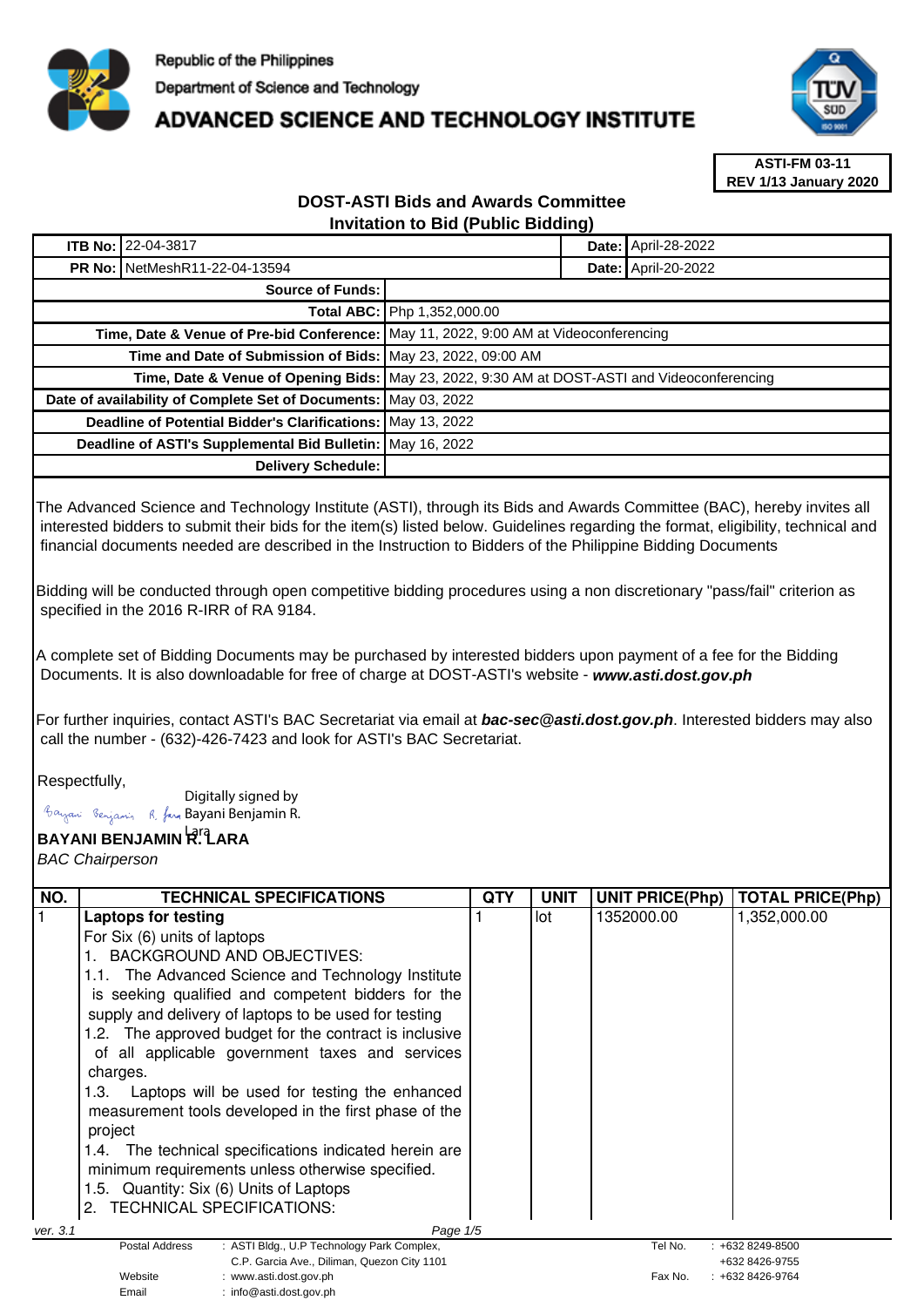Republic of the Philippines

Department of Science and Technology

# ADVANCED SCIENCE AND TECHNOLOGY INSTITUTE

**ASTI-FM 03-11**
**REV 1/13 January 2020**

## DOST-ASTI Bids and Awards Committee
## Invitation to Bid (Public Bidding)

| | | | |
|---|---|---|---|
| **ITB No:** | 22-04-3817 | **Date:** | April-28-2022 |
| **PR No:** | NetMeshR11-22-04-13594 | **Date:** | April-20-2022 |

| | |
|---|---|
| **Source of Funds:** | |
| **Total ABC:** | Php 1,352,000.00 |
| **Time, Date & Venue of Pre-bid Conference:** | May 11, 2022, 9:00 AM at Videoconferencing |
| **Time and Date of Submission of Bids:** | May 23, 2022, 09:00 AM |
| **Time, Date & Venue of Opening Bids:** | May 23, 2022, 9:30 AM at DOST-ASTI and Videoconferencing |
| **Date of availability of Complete Set of Documents:** | May 03, 2022 |
| **Deadline of Potential Bidder's Clarifications:** | May 13, 2022 |
| **Deadline of ASTI's Supplemental Bid Bulletin:** | May 16, 2022 |
| **Delivery Schedule:** | |

The Advanced Science and Technology Institute (ASTI), through its Bids and Awards Committee (BAC), hereby invites all interested bidders to submit their bids for the item(s) listed below. Guidelines regarding the format, eligibility, technical and financial documents needed are described in the Instruction to Bidders of the Philippine Bidding Documents

Bidding will be conducted through open competitive bidding procedures using a non discretionary "pass/fail" criterion as specified in the 2016 R-IRR of RA 9184.

A complete set of Bidding Documents may be purchased by interested bidders upon payment of a fee for the Bidding Documents. It is also downloadable for free of charge at DOST-ASTI's website - ***www.asti.dost.gov.ph***

For further inquiries, contact ASTI's BAC Secretariat via email at ***bac-sec@asti.dost.gov.ph***. Interested bidders may also call the number - (632)-426-7423 and look for ASTI's BAC Secretariat.

Respectfully,

Digitally signed by Bayani Benjamin R. Lara

**BAYANI BENJAMIN R. LARA**
*BAC Chairperson*

| NO. | TECHNICAL SPECIFICATIONS | QTY | UNIT | UNIT PRICE(Php) | TOTAL PRICE(Php) |
|---|---|---|---|---|---|
| 1 | **Laptops for testing**<br>For Six (6) units of laptops<br>1. BACKGROUND AND OBJECTIVES:<br>1.1. The Advanced Science and Technology Institute is seeking qualified and competent bidders for the supply and delivery of laptops to be used for testing<br>1.2. The approved budget for the contract is inclusive of all applicable government taxes and services charges.<br>1.3. Laptops will be used for testing the enhanced measurement tools developed in the first phase of the project<br>1.4. The technical specifications indicated herein are minimum requirements unless otherwise specified.<br>1.5. Quantity: Six (6) Units of Laptops<br>2. TECHNICAL SPECIFICATIONS: | 1 | lot | 1352000.00 | 1,352,000.00 |

ver. 3.1

| | | | |
|---|---|---|---|
| Postal Address | : ASTI Bldg., U.P Technology Park Complex, C.P. Garcia Ave., Diliman, Quezon City 1101 | Tel No. | : +632 8249-8500<br>+632 8426-9755 |
| Website | : www.asti.dost.gov.ph | Fax No. | : +632 8426-9764 |
| Email | : info@asti.dost.gov.ph | | |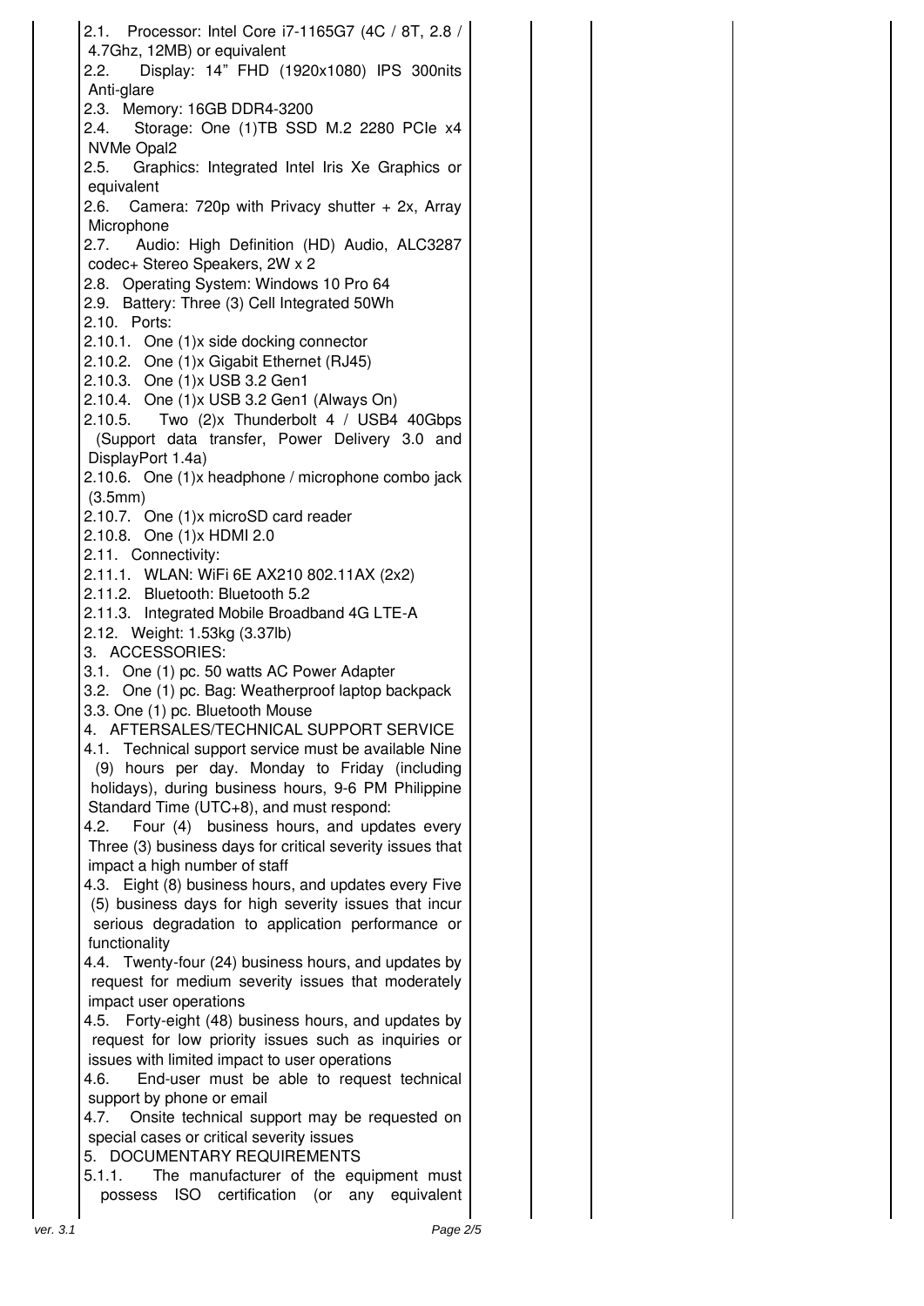| | | | | |
|---|---|---|---|---|
| 2.1. Processor: Intel Core i7-1165G7 (4C / 8T, 2.8 / 4.7Ghz, 12MB) or equivalent<br>2.2. Display: 14" FHD (1920x1080) IPS 300nits Anti-glare<br>2.3. Memory: 16GB DDR4-3200<br>2.4. Storage: One (1)TB SSD M.2 2280 PCIe x4 NVMe Opal2<br>2.5. Graphics: Integrated Intel Iris Xe Graphics or equivalent<br>2.6. Camera: 720p with Privacy shutter + 2x, Array Microphone<br>2.7. Audio: High Definition (HD) Audio, ALC3287 codec+ Stereo Speakers, 2W x 2<br>2.8. Operating System: Windows 10 Pro 64<br>2.9. Battery: Three (3) Cell Integrated 50Wh<br>2.10. Ports:<br>2.10.1. One (1)x side docking connector<br>2.10.2. One (1)x Gigabit Ethernet (RJ45)<br>2.10.3. One (1)x USB 3.2 Gen1<br>2.10.4. One (1)x USB 3.2 Gen1 (Always On)<br>2.10.5. Two (2)x Thunderbolt 4 / USB4 40Gbps (Support data transfer, Power Delivery 3.0 and DisplayPort 1.4a)<br>2.10.6. One (1)x headphone / microphone combo jack (3.5mm)<br>2.10.7. One (1)x microSD card reader<br>2.10.8. One (1)x HDMI 2.0<br>2.11. Connectivity:<br>2.11.1. WLAN: WiFi 6E AX210 802.11AX (2x2)<br>2.11.2. Bluetooth: Bluetooth 5.2<br>2.11.3. Integrated Mobile Broadband 4G LTE-A<br>2.12. Weight: 1.53kg (3.37lb)<br>3. ACCESSORIES:<br>3.1. One (1) pc. 50 watts AC Power Adapter<br>3.2. One (1) pc. Bag: Weatherproof laptop backpack<br>3.3. One (1) pc. Bluetooth Mouse<br>4. AFTERSALES/TECHNICAL SUPPORT SERVICE<br>4.1. Technical support service must be available Nine (9) hours per day. Monday to Friday (including holidays), during business hours, 9-6 PM Philippine Standard Time (UTC+8), and must respond:<br>4.2. Four (4) business hours, and updates every Three (3) business days for critical severity issues that impact a high number of staff<br>4.3. Eight (8) business hours, and updates every Five (5) business days for high severity issues that incur serious degradation to application performance or functionality<br>4.4. Twenty-four (24) business hours, and updates by request for medium severity issues that moderately impact user operations<br>4.5. Forty-eight (48) business hours, and updates by request for low priority issues such as inquiries or issues with limited impact to user operations<br>4.6. End-user must be able to request technical support by phone or email<br>4.7. Onsite technical support may be requested on special cases or critical severity issues<br>5. DOCUMENTARY REQUIREMENTS<br>5.1.1. The manufacturer of the equipment must possess ISO certification (or any equivalent | | | | |

ver. 3.1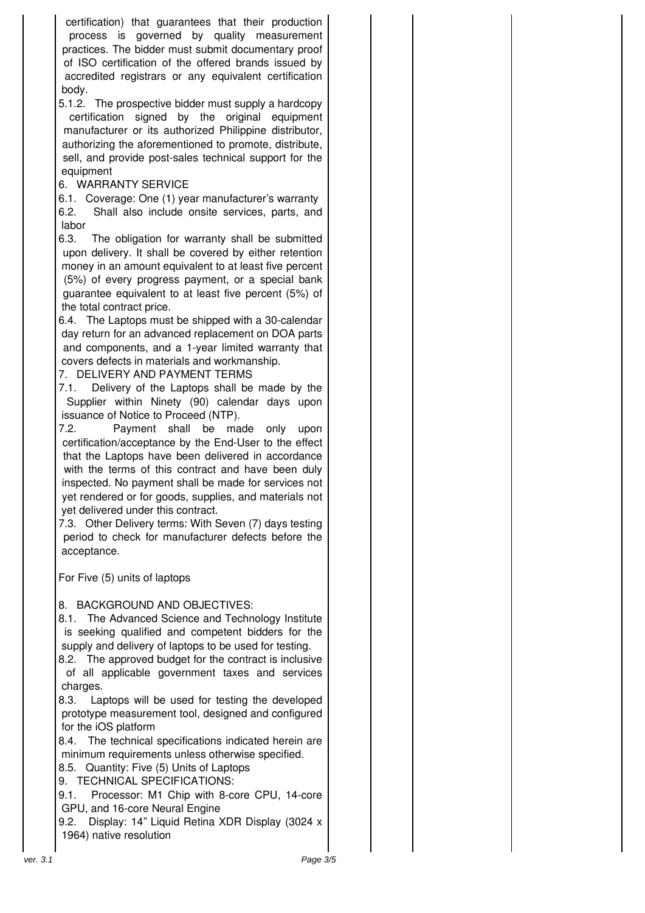certification) that guarantees that their production process is governed by quality measurement practices. The bidder must submit documentary proof of ISO certification of the offered brands issued by accredited registrars or any equivalent certification body.

5.1.2. The prospective bidder must supply a hardcopy certification signed by the original equipment manufacturer or its authorized Philippine distributor, authorizing the aforementioned to promote, distribute, sell, and provide post-sales technical support for the equipment

6. WARRANTY SERVICE

6.1. Coverage: One (1) year manufacturer's warranty

6.2. Shall also include onsite services, parts, and labor

6.3. The obligation for warranty shall be submitted upon delivery. It shall be covered by either retention money in an amount equivalent to at least five percent (5%) of every progress payment, or a special bank guarantee equivalent to at least five percent (5%) of the total contract price.

6.4. The Laptops must be shipped with a 30-calendar day return for an advanced replacement on DOA parts and components, and a 1-year limited warranty that covers defects in materials and workmanship.

7. DELIVERY AND PAYMENT TERMS

7.1. Delivery of the Laptops shall be made by the Supplier within Ninety (90) calendar days upon issuance of Notice to Proceed (NTP).

7.2. Payment shall be made only upon certification/acceptance by the End-User to the effect that the Laptops have been delivered in accordance with the terms of this contract and have been duly inspected. No payment shall be made for services not yet rendered or for goods, supplies, and materials not yet delivered under this contract.

7.3. Other Delivery terms: With Seven (7) days testing period to check for manufacturer defects before the acceptance.

For Five (5) units of laptops

8. BACKGROUND AND OBJECTIVES:

8.1. The Advanced Science and Technology Institute is seeking qualified and competent bidders for the supply and delivery of laptops to be used for testing.

8.2. The approved budget for the contract is inclusive of all applicable government taxes and services charges.

8.3. Laptops will be used for testing the developed prototype measurement tool, designed and configured for the iOS platform

8.4. The technical specifications indicated herein are minimum requirements unless otherwise specified.

8.5. Quantity: Five (5) Units of Laptops

9. TECHNICAL SPECIFICATIONS:

9.1. Processor: M1 Chip with 8-core CPU, 14-core GPU, and 16-core Neural Engine

9.2. Display: 14" Liquid Retina XDR Display (3024 x 1964) native resolution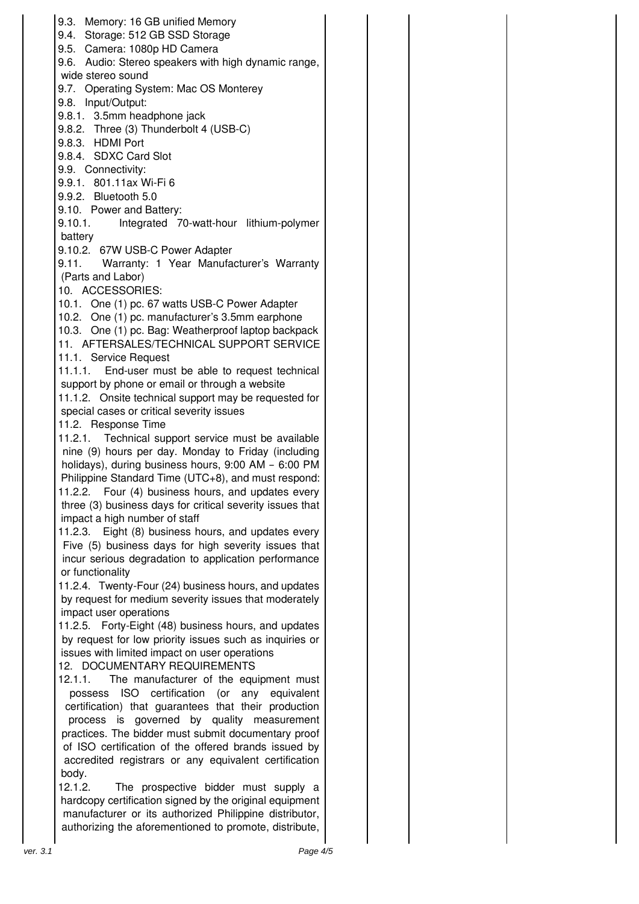| | | | | |
|---|---|---|---|---|
| 9.3. Memory: 16 GB unified Memory<br>9.4. Storage: 512 GB SSD Storage<br>9.5. Camera: 1080p HD Camera<br>9.6. Audio: Stereo speakers with high dynamic range, wide stereo sound<br>9.7. Operating System: Mac OS Monterey<br>9.8. Input/Output:<br>9.8.1. 3.5mm headphone jack<br>9.8.2. Three (3) Thunderbolt 4 (USB-C)<br>9.8.3. HDMI Port<br>9.8.4. SDXC Card Slot<br>9.9. Connectivity:<br>9.9.1. 801.11ax Wi-Fi 6<br>9.9.2. Bluetooth 5.0<br>9.10. Power and Battery:<br>9.10.1. Integrated 70-watt-hour lithium-polymer battery<br>9.10.2. 67W USB-C Power Adapter<br>9.11. Warranty: 1 Year Manufacturer's Warranty (Parts and Labor)<br>10. ACCESSORIES:<br>10.1. One (1) pc. 67 watts USB-C Power Adapter<br>10.2. One (1) pc. manufacturer's 3.5mm earphone<br>10.3. One (1) pc. Bag: Weatherproof laptop backpack<br>11. AFTERSALES/TECHNICAL SUPPORT SERVICE<br>11.1. Service Request<br>11.1.1. End-user must be able to request technical support by phone or email or through a website<br>11.1.2. Onsite technical support may be requested for special cases or critical severity issues<br>11.2. Response Time<br>11.2.1. Technical support service must be available nine (9) hours per day. Monday to Friday (including holidays), during business hours, 9:00 AM – 6:00 PM Philippine Standard Time (UTC+8), and must respond:<br>11.2.2. Four (4) business hours, and updates every three (3) business days for critical severity issues that impact a high number of staff<br>11.2.3. Eight (8) business hours, and updates every Five (5) business days for high severity issues that incur serious degradation to application performance or functionality<br>11.2.4. Twenty-Four (24) business hours, and updates by request for medium severity issues that moderately impact user operations<br>11.2.5. Forty-Eight (48) business hours, and updates by request for low priority issues such as inquiries or issues with limited impact on user operations<br>12. DOCUMENTARY REQUIREMENTS<br>12.1.1. The manufacturer of the equipment must possess ISO certification (or any equivalent certification) that guarantees that their production process is governed by quality measurement practices. The bidder must submit documentary proof of ISO certification of the offered brands issued by accredited registrars or any equivalent certification body.<br>12.1.2. The prospective bidder must supply a hardcopy certification signed by the original equipment manufacturer or its authorized Philippine distributor, authorizing the aforementioned to promote, distribute, | | | | |

ver. 3.1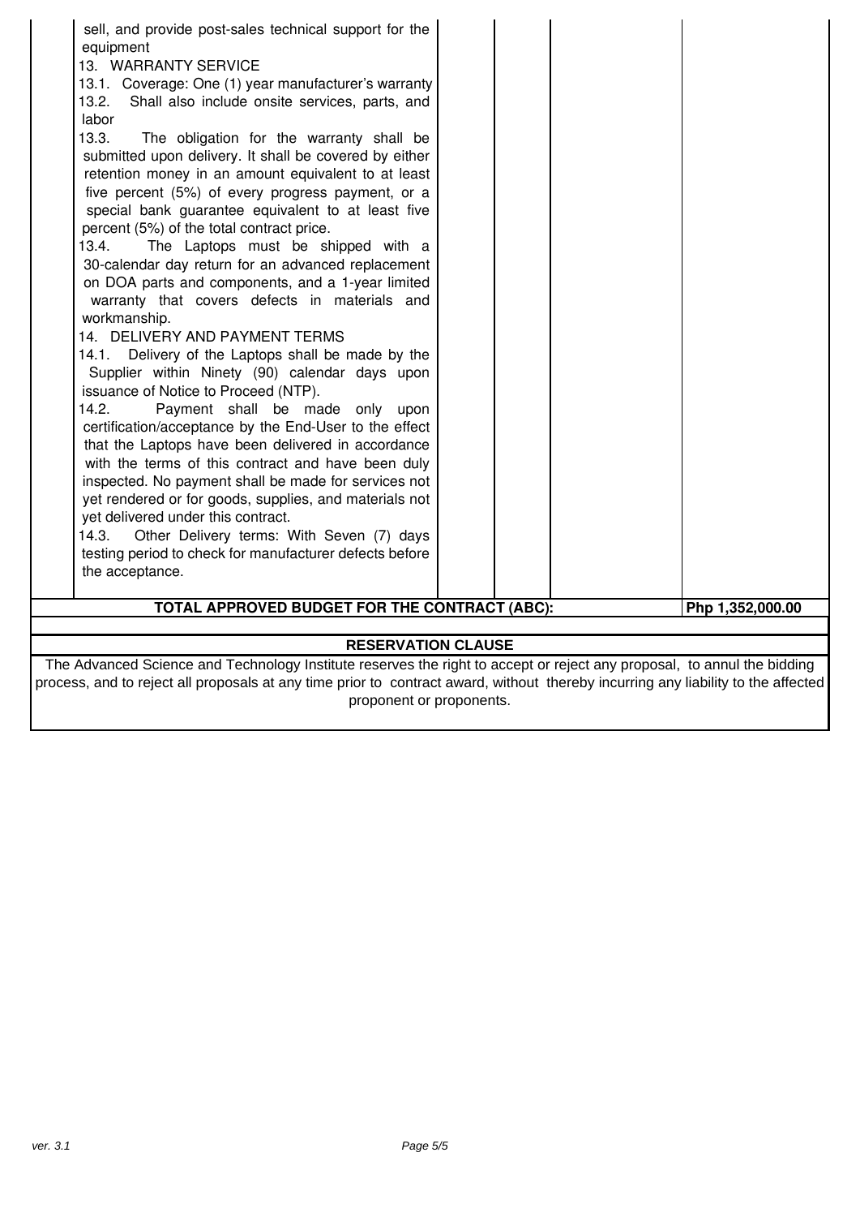| | | | | |
|---|---|---|---|---|
| sell, and provide post-sales technical support for the equipment<br>13. WARRANTY SERVICE<br>13.1. Coverage: One (1) year manufacturer's warranty<br>13.2. Shall also include onsite services, parts, and labor<br>13.3. The obligation for the warranty shall be submitted upon delivery. It shall be covered by either retention money in an amount equivalent to at least five percent (5%) of every progress payment, or a special bank guarantee equivalent to at least five percent (5%) of the total contract price.<br>13.4. The Laptops must be shipped with a 30-calendar day return for an advanced replacement on DOA parts and components, and a 1-year limited warranty that covers defects in materials and workmanship.<br>14. DELIVERY AND PAYMENT TERMS<br>14.1. Delivery of the Laptops shall be made by the Supplier within Ninety (90) calendar days upon issuance of Notice to Proceed (NTP).<br>14.2. Payment shall be made only upon certification/acceptance by the End-User to the effect that the Laptops have been delivered in accordance with the terms of this contract and have been duly inspected. No payment shall be made for services not yet rendered or for goods, supplies, and materials not yet delivered under this contract.<br>14.3. Other Delivery terms: With Seven (7) days testing period to check for manufacturer defects before the acceptance. | | | | |
| **TOTAL APPROVED BUDGET FOR THE CONTRACT (ABC):** | | | | **Php 1,352,000.00** |

**RESERVATION CLAUSE**

The Advanced Science and Technology Institute reserves the right to accept or reject any proposal, to annul the bidding process, and to reject all proposals at any time prior to contract award, without thereby incurring any liability to the affected proponent or proponents.

*ver. 3.1*